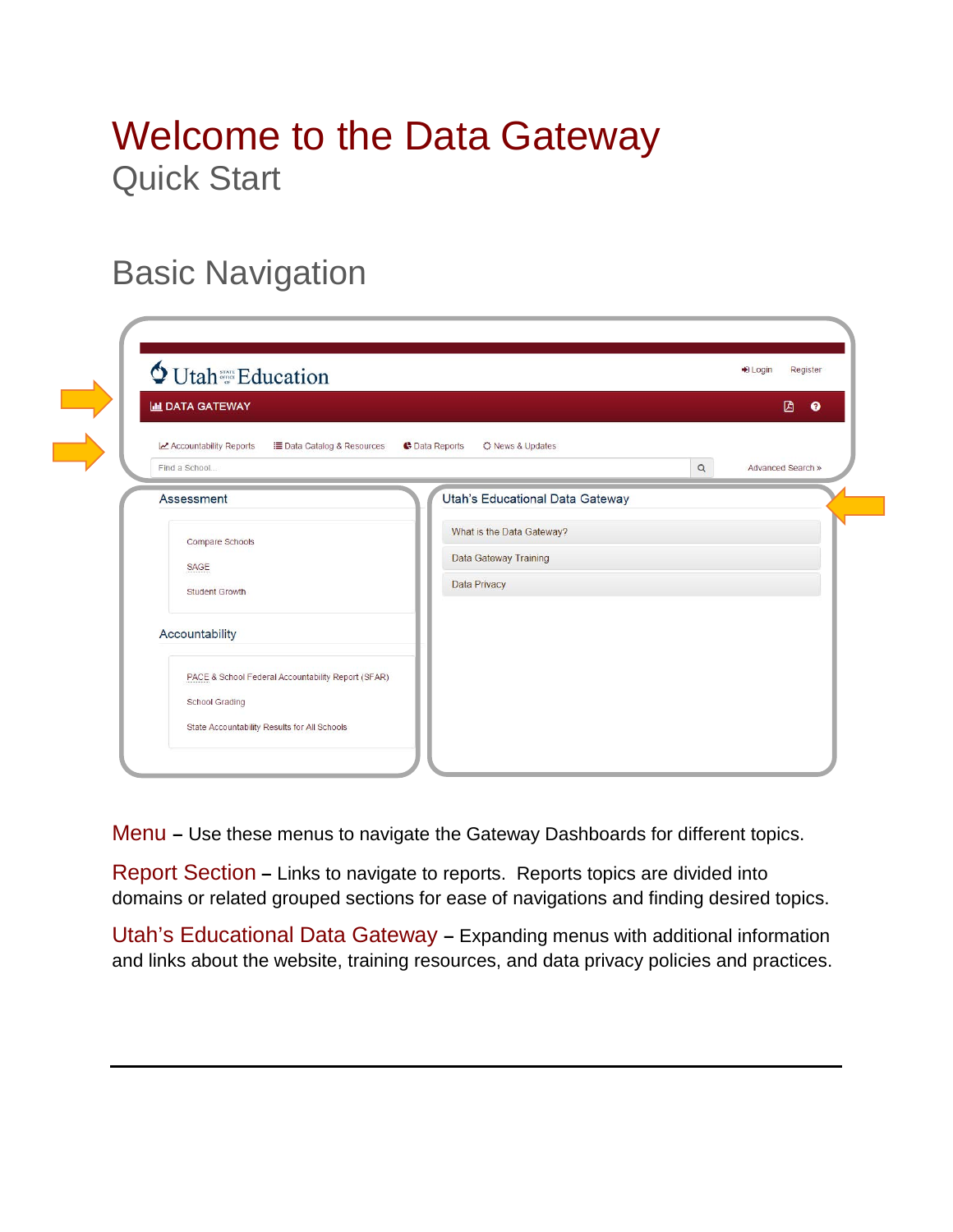# Welcome to the Data Gateway

## Quick Start

## Basic Navigation

Utah Education

Login Register

DATA GATEWAY

Accountability Reports | Data Catalog & Resources | Data Reports | News & Updates

Find a School... Advanced Search »

Assessment

- Compare Schools
- SAGE
- Student Growth

Accountability

- PACE & School Federal Accountability Report (SFAR)
- School Grading
- State Accountability Results for All Schools

Utah's Educational Data Gateway

- What is the Data Gateway?
- Data Gateway Training
- Data Privacy

Menu – Use these menus to navigate the Gateway Dashboards for different topics.

Report Section – Links to navigate to reports. Reports topics are divided into domains or related grouped sections for ease of navigations and finding desired topics.

Utah's Educational Data Gateway – Expanding menus with additional information and links about the website, training resources, and data privacy policies and practices.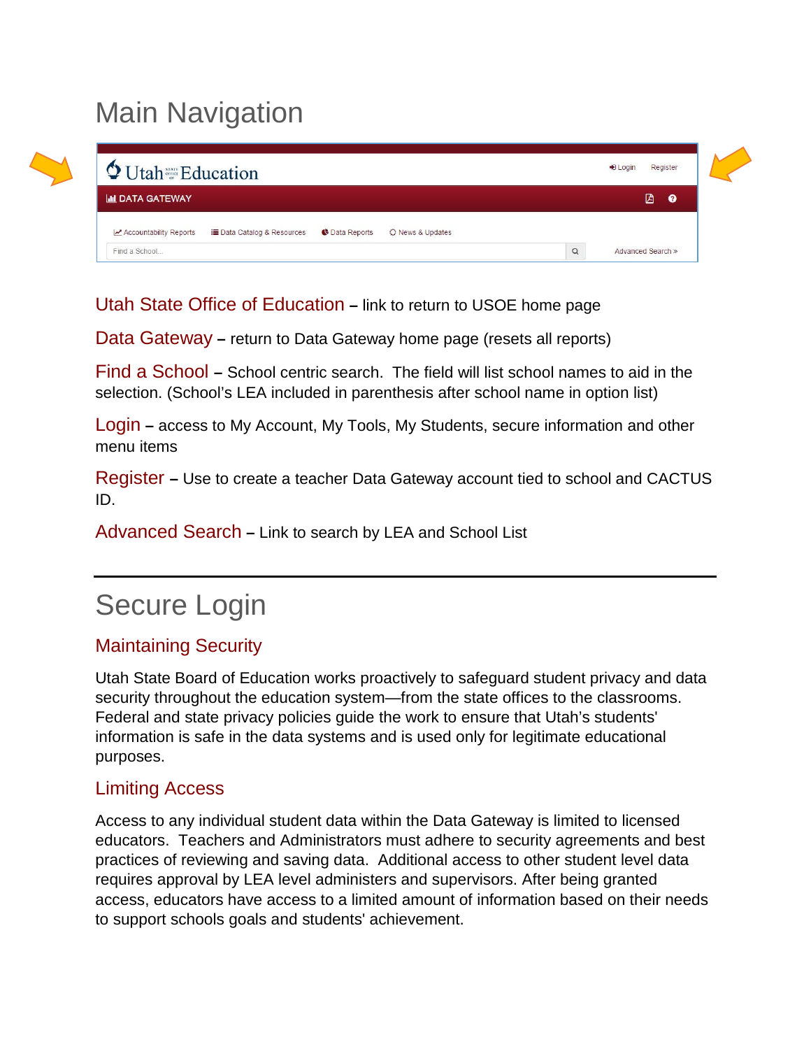# Main Navigation

**Utah State Office of Education** – link to return to USOE home page

**Data Gateway** – return to Data Gateway home page (resets all reports)

**Find a School** – School centric search. The field will list school names to aid in the selection. (School's LEA included in parenthesis after school name in option list)

**Login** – access to My Account, My Tools, My Students, secure information and other menu items

**Register** – Use to create a teacher Data Gateway account tied to school and CACTUS ID.

**Advanced Search** – Link to search by LEA and School List

---

# Secure Login

## Maintaining Security

Utah State Board of Education works proactively to safeguard student privacy and data security throughout the education system—from the state offices to the classrooms. Federal and state privacy policies guide the work to ensure that Utah's students' information is safe in the data systems and is used only for legitimate educational purposes.

## Limiting Access

Access to any individual student data within the Data Gateway is limited to licensed educators. Teachers and Administrators must adhere to security agreements and best practices of reviewing and saving data. Additional access to other student level data requires approval by LEA level administers and supervisors. After being granted access, educators have access to a limited amount of information based on their needs to support schools goals and students' achievement.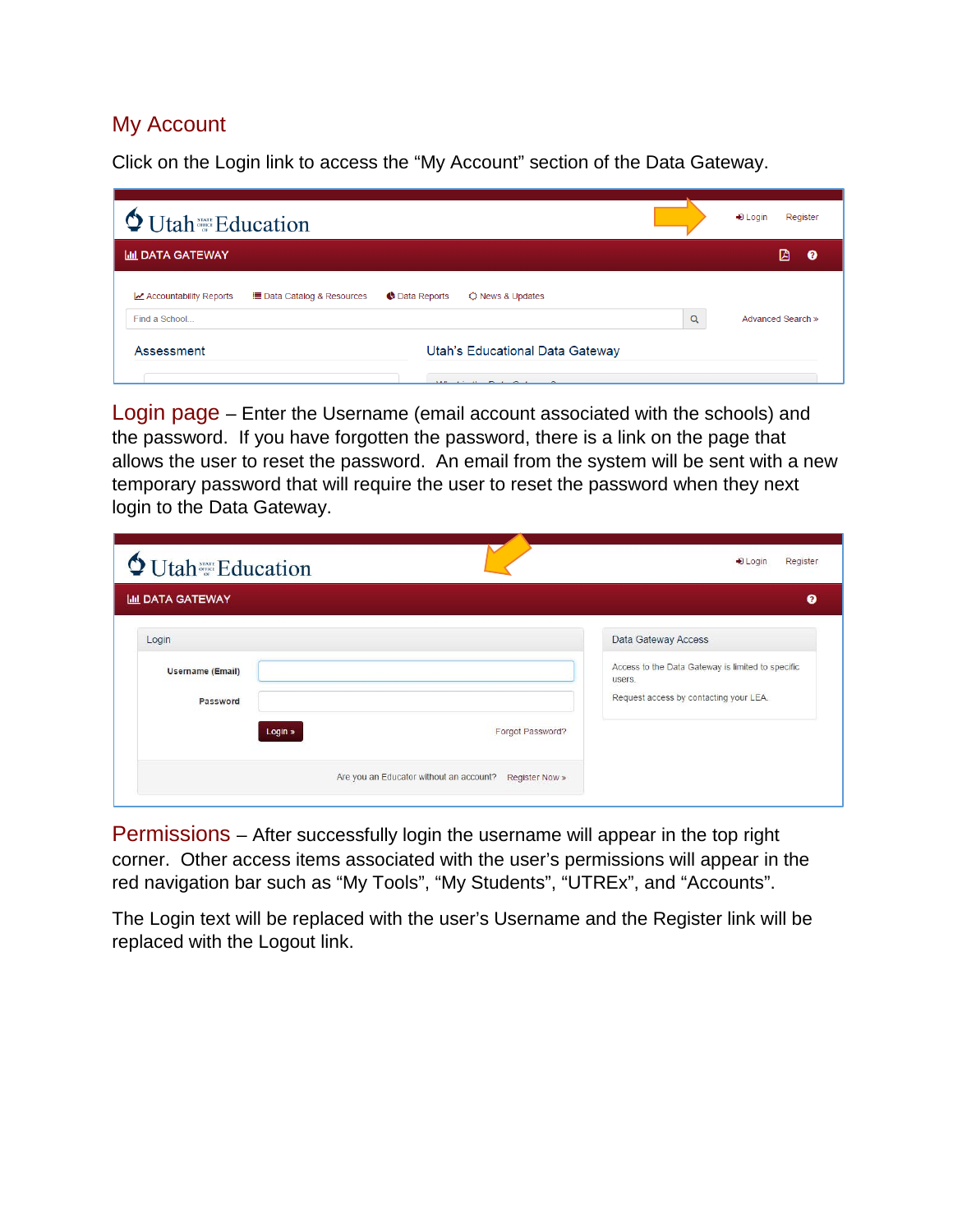## My Account

Click on the Login link to access the "My Account" section of the Data Gateway.

**Login page** – Enter the Username (email account associated with the schools) and the password. If you have forgotten the password, there is a link on the page that allows the user to reset the password. An email from the system will be sent with a new temporary password that will require the user to reset the password when they next login to the Data Gateway.

**Permissions** – After successfully login the username will appear in the top right corner. Other access items associated with the user's permissions will appear in the red navigation bar such as "My Tools", "My Students", "UTREx", and "Accounts".

The Login text will be replaced with the user's Username and the Register link will be replaced with the Logout link.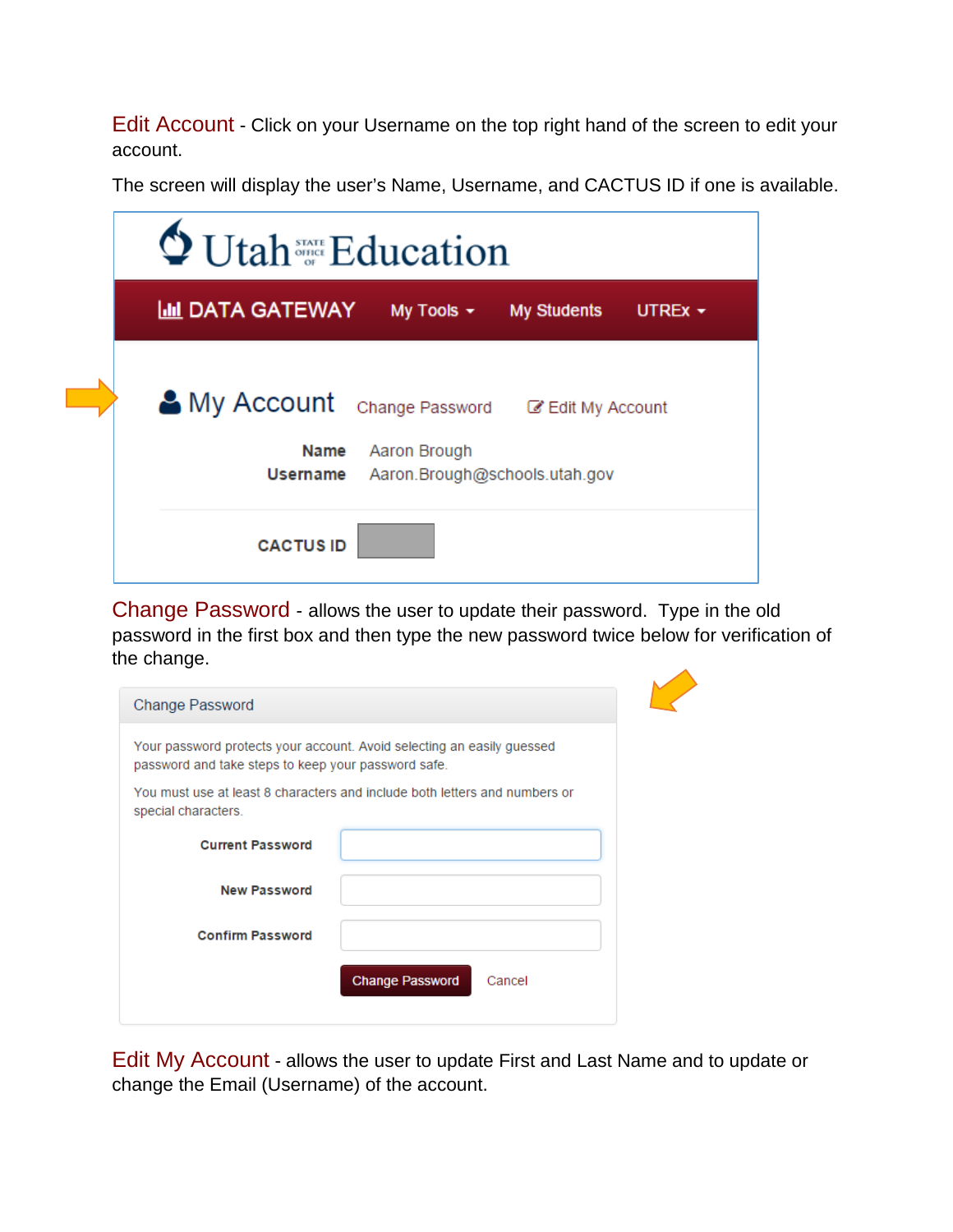**Edit Account** - Click on your Username on the top right hand of the screen to edit your account.

The screen will display the user's Name, Username, and CACTUS ID if one is available.

Utah State Office of Education

DATA GATEWAY | My Tools | My Students | UTREx

My Account | Change Password | Edit My Account

**Name** Aaron Brough
**Username** Aaron.Brough@schools.utah.gov

**CACTUS ID**

**Change Password** - allows the user to update their password. Type in the old password in the first box and then type the new password twice below for verification of the change.

Change Password

Your password protects your account. Avoid selecting an easily guessed password and take steps to keep your password safe.

You must use at least 8 characters and include both letters and numbers or special characters.

**Current Password**

**New Password**

**Confirm Password**

Change Password | Cancel

**Edit My Account** - allows the user to update First and Last Name and to update or change the Email (Username) of the account.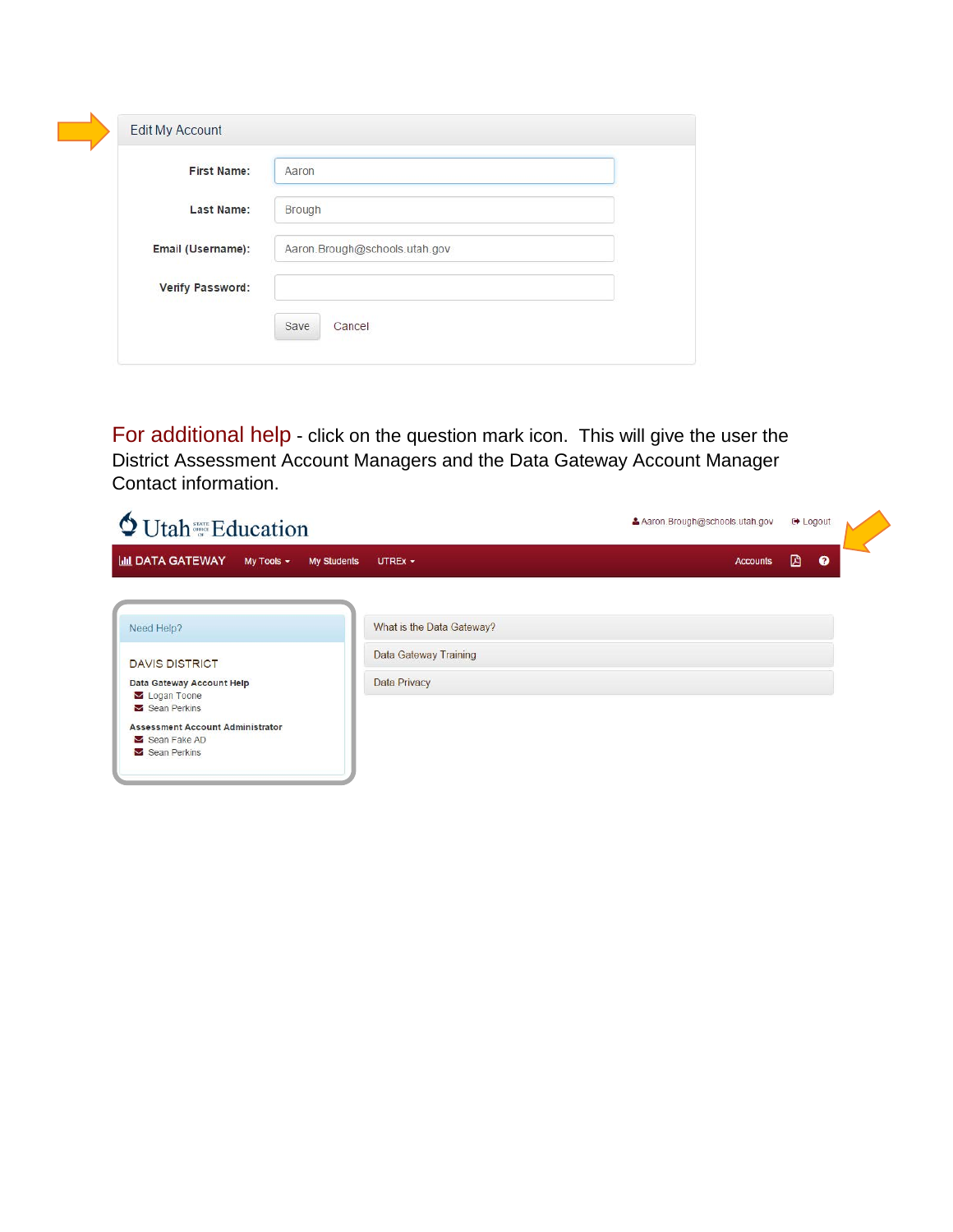**Edit My Account**

| | |
|---|---|
| **First Name:** | Aaron |
| **Last Name:** | Brough |
| **Email (Username):** | Aaron.Brough@schools.utah.gov |
| **Verify Password:** | |

Save Cancel

For additional help - click on the question mark icon. This will give the user the District Assessment Account Managers and the Data Gateway Account Manager Contact information.

Utah State Office of Education

Aaron.Brough@schools.utah.gov Logout

DATA GATEWAY My Tools My Students UTREx Accounts

Need Help?

DAVIS DISTRICT

**Data Gateway Account Help**

- Logan Toone
- Sean Perkins

**Assessment Account Administrator**

- Sean Fake AD
- Sean Perkins

What is the Data Gateway?

Data Gateway Training

Data Privacy